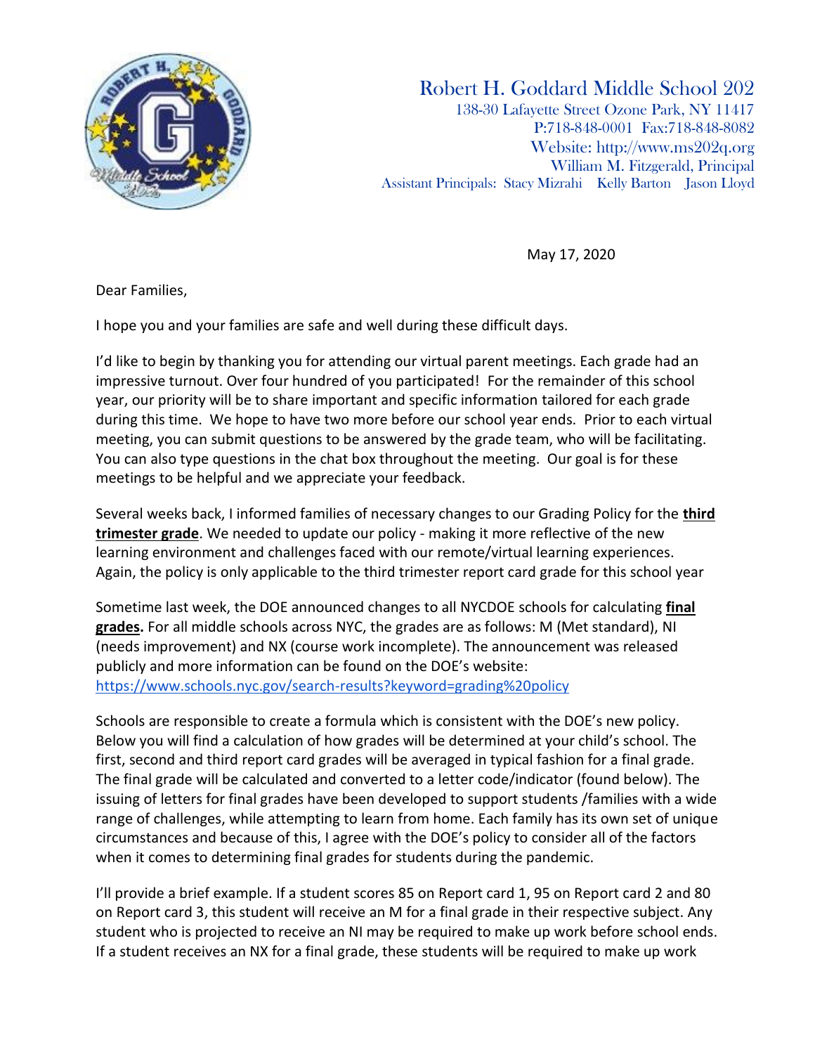# Robert H. Goddard Middle School 202

138-30 Lafayette Street Ozone Park, NY 11417
P:718-848-0001 Fax:718-848-8082
Website: http://www.ms202q.org
William M. Fitzgerald, Principal
Assistant Principals: Stacy Mizrahi Kelly Barton Jason Lloyd

May 17, 2020

Dear Families,

I hope you and your families are safe and well during these difficult days.

I'd like to begin by thanking you for attending our virtual parent meetings. Each grade had an impressive turnout. Over four hundred of you participated! For the remainder of this school year, our priority will be to share important and specific information tailored for each grade during this time. We hope to have two more before our school year ends. Prior to each virtual meeting, you can submit questions to be answered by the grade team, who will be facilitating. You can also type questions in the chat box throughout the meeting. Our goal is for these meetings to be helpful and we appreciate your feedback.

Several weeks back, I informed families of necessary changes to our Grading Policy for the **third trimester grade**. We needed to update our policy - making it more reflective of the new learning environment and challenges faced with our remote/virtual learning experiences. Again, the policy is only applicable to the third trimester report card grade for this school year

Sometime last week, the DOE announced changes to all NYCDOE schools for calculating **final grades.** For all middle schools across NYC, the grades are as follows: M (Met standard), NI (needs improvement) and NX (course work incomplete). The announcement was released publicly and more information can be found on the DOE's website: https://www.schools.nyc.gov/search-results?keyword=grading%20policy

Schools are responsible to create a formula which is consistent with the DOE's new policy. Below you will find a calculation of how grades will be determined at your child's school. The first, second and third report card grades will be averaged in typical fashion for a final grade. The final grade will be calculated and converted to a letter code/indicator (found below). The issuing of letters for final grades have been developed to support students /families with a wide range of challenges, while attempting to learn from home. Each family has its own set of unique circumstances and because of this, I agree with the DOE's policy to consider all of the factors when it comes to determining final grades for students during the pandemic.

I'll provide a brief example. If a student scores 85 on Report card 1, 95 on Report card 2 and 80 on Report card 3, this student will receive an M for a final grade in their respective subject. Any student who is projected to receive an NI may be required to make up work before school ends. If a student receives an NX for a final grade, these students will be required to make up work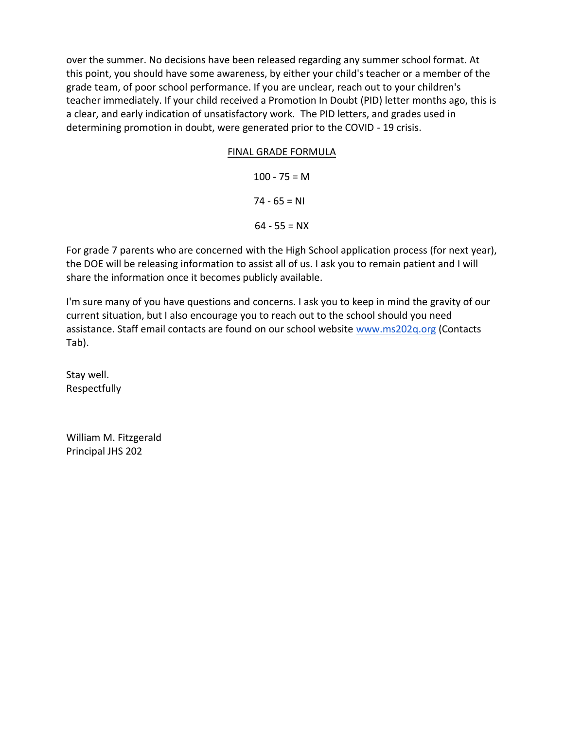over the summer. No decisions have been released regarding any summer school format. At this point, you should have some awareness, by either your child's teacher or a member of the grade team, of poor school performance. If you are unclear, reach out to your children's teacher immediately. If your child received a Promotion In Doubt (PID) letter months ago, this is a clear, and early indication of unsatisfactory work. The PID letters, and grades used in determining promotion in doubt, were generated prior to the COVID - 19 crisis.

FINAL GRADE FORMULA

100 - 75 = M

74 - 65 = NI

64 - 55 = NX

For grade 7 parents who are concerned with the High School application process (for next year), the DOE will be releasing information to assist all of us. I ask you to remain patient and I will share the information once it becomes publicly available.

I'm sure many of you have questions and concerns. I ask you to keep in mind the gravity of our current situation, but I also encourage you to reach out to the school should you need assistance. Staff email contacts are found on our school website [www.ms202q.org](http://www.ms202q.org) (Contacts Tab).

Stay well.
Respectfully

William M. Fitzgerald
Principal JHS 202